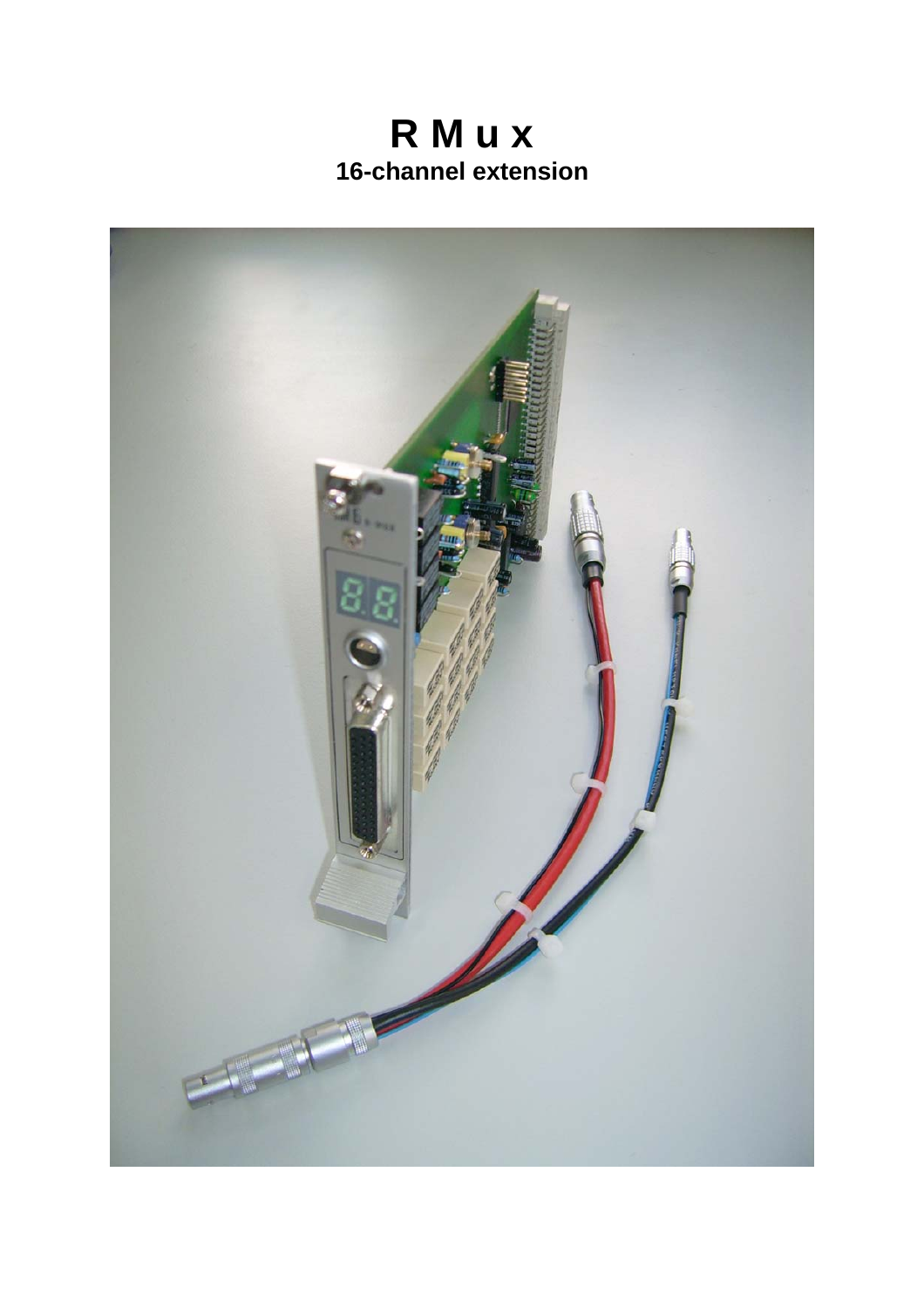# R M u x

**16-channel extension**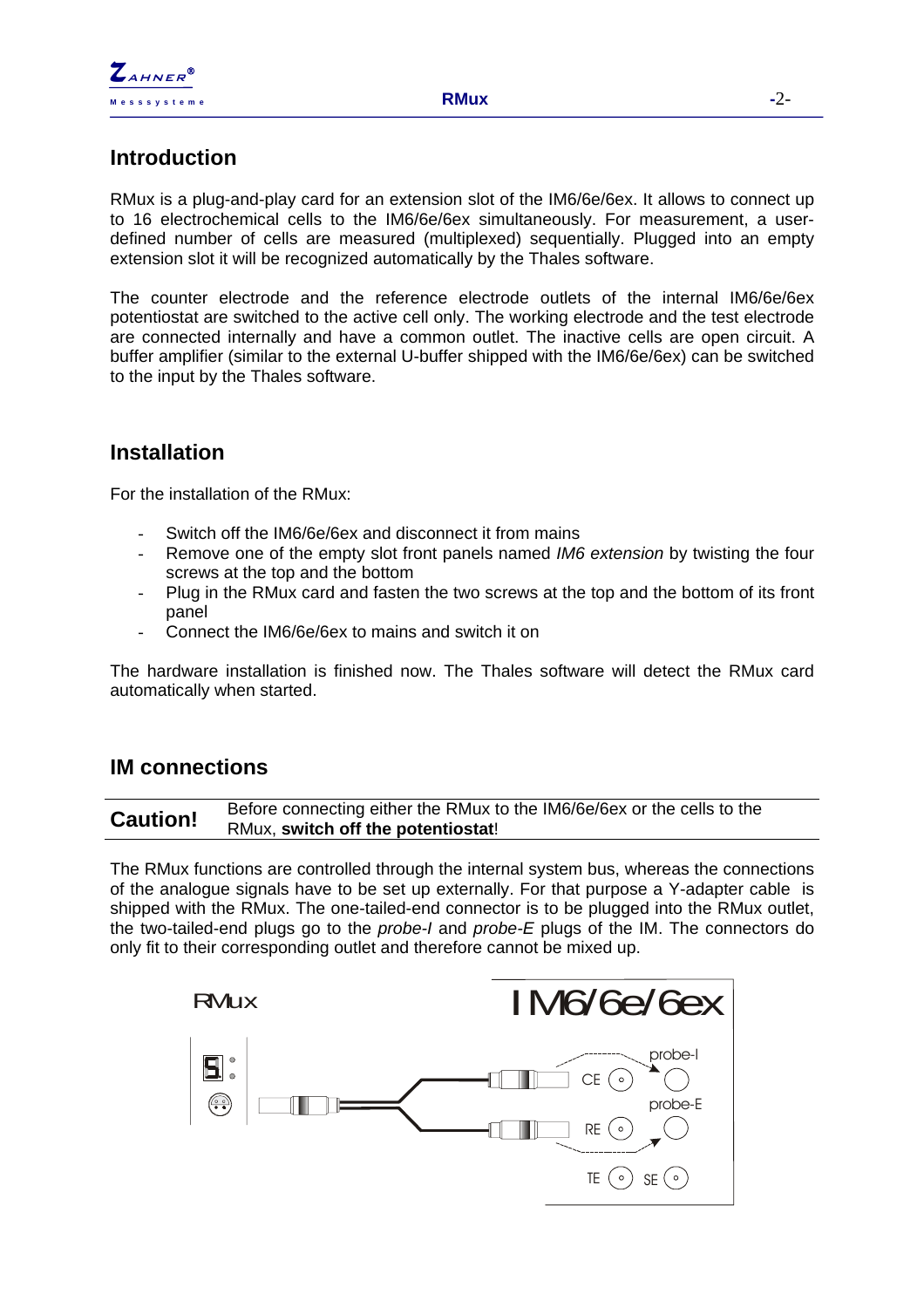## Introduction

RMux is a plug-and-play card for an extension slot of the IM6/6e/6ex. It allows to connect up to 16 electrochemical cells to the IM6/6e/6ex simultaneously. For measurement, a user-defined number of cells are measured (multiplexed) sequentially. Plugged into an empty extension slot it will be recognized automatically by the Thales software.

The counter electrode and the reference electrode outlets of the internal IM6/6e/6ex potentiostat are switched to the active cell only. The working electrode and the test electrode are connected internally and have a common outlet. The inactive cells are open circuit. A buffer amplifier (similar to the external U-buffer shipped with the IM6/6e/6ex) can be switched to the input by the Thales software.

## Installation

For the installation of the RMux:

- Switch off the IM6/6e/6ex and disconnect it from mains
- Remove one of the empty slot front panels named *IM6 extension* by twisting the four screws at the top and the bottom
- Plug in the RMux card and fasten the two screws at the top and the bottom of its front panel
- Connect the IM6/6e/6ex to mains and switch it on

The hardware installation is finished now. The Thales software will detect the RMux card automatically when started.

## IM connections

**Caution!** Before connecting either the RMux to the IM6/6e/6ex or the cells to the RMux, **switch off the potentiostat**!

The RMux functions are controlled through the internal system bus, whereas the connections of the analogue signals have to be set up externally. For that purpose a Y-adapter cable is shipped with the RMux. The one-tailed-end connector is to be plugged into the RMux outlet, the two-tailed-end plugs go to the *probe-I* and *probe-E* plugs of the IM. The connectors do only fit to their corresponding outlet and therefore cannot be mixed up.

RMux — IM6/6e/6ex: CE, probe-I, RE, probe-E, TE, SE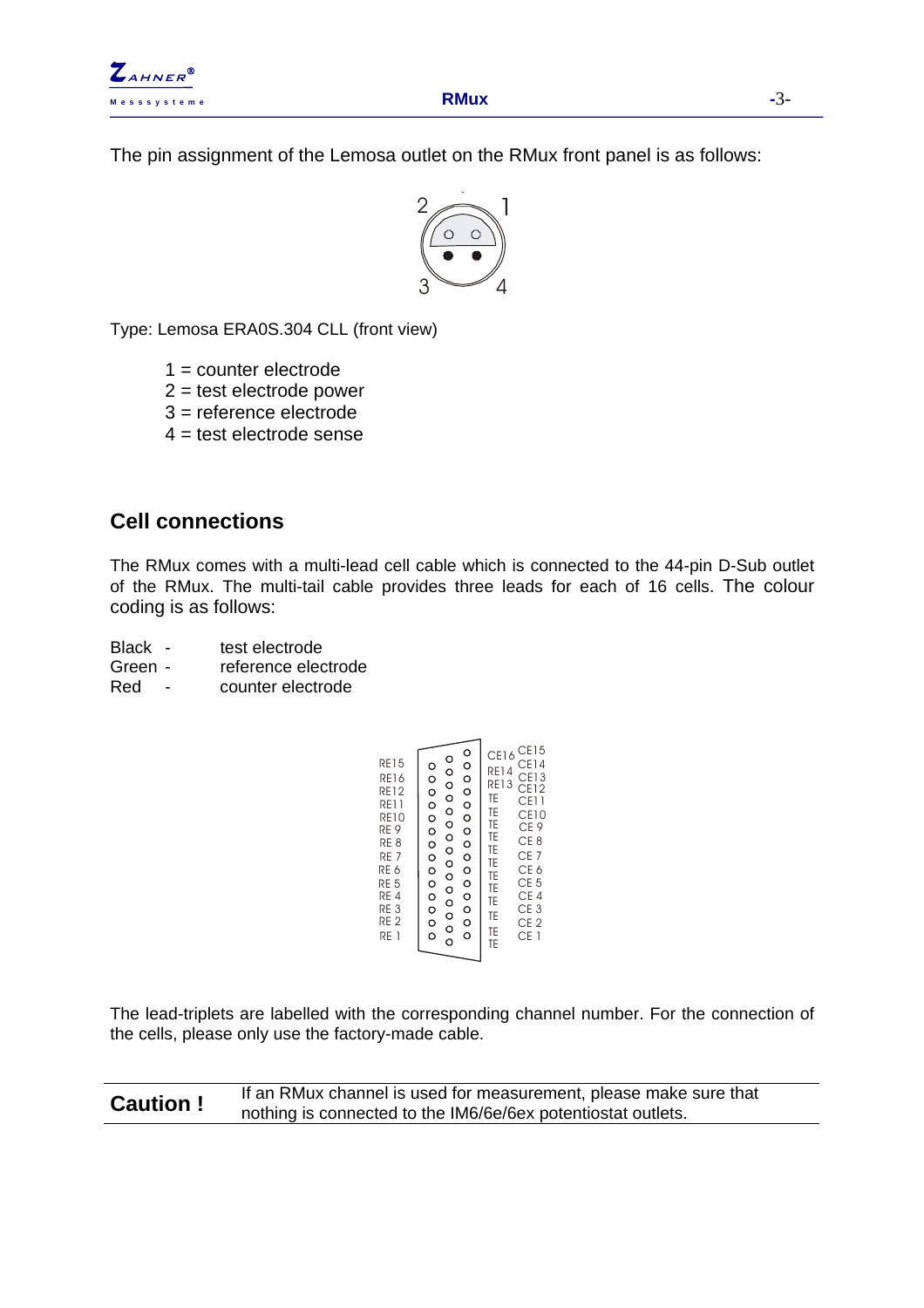The pin assignment of the Lemosa outlet on the RMux front panel is as follows:

Type: Lemosa ERA0S.304 CLL (front view)

1 = counter electrode
2 = test electrode power
3 = reference electrode
4 = test electrode sense

## Cell connections

The RMux comes with a multi-lead cell cable which is connected to the 44-pin D-Sub outlet of the RMux. The multi-tail cable provides three leads for each of 16 cells. The colour coding is as follows:

Black - test electrode
Green - reference electrode
Red - counter electrode

The lead-triplets are labelled with the corresponding channel number. For the connection of the cells, please only use the factory-made cable.

| **Caution !** | If an RMux channel is used for measurement, please make sure that nothing is connected to the IM6/6e/6ex potentiostat outlets. |
|---|---|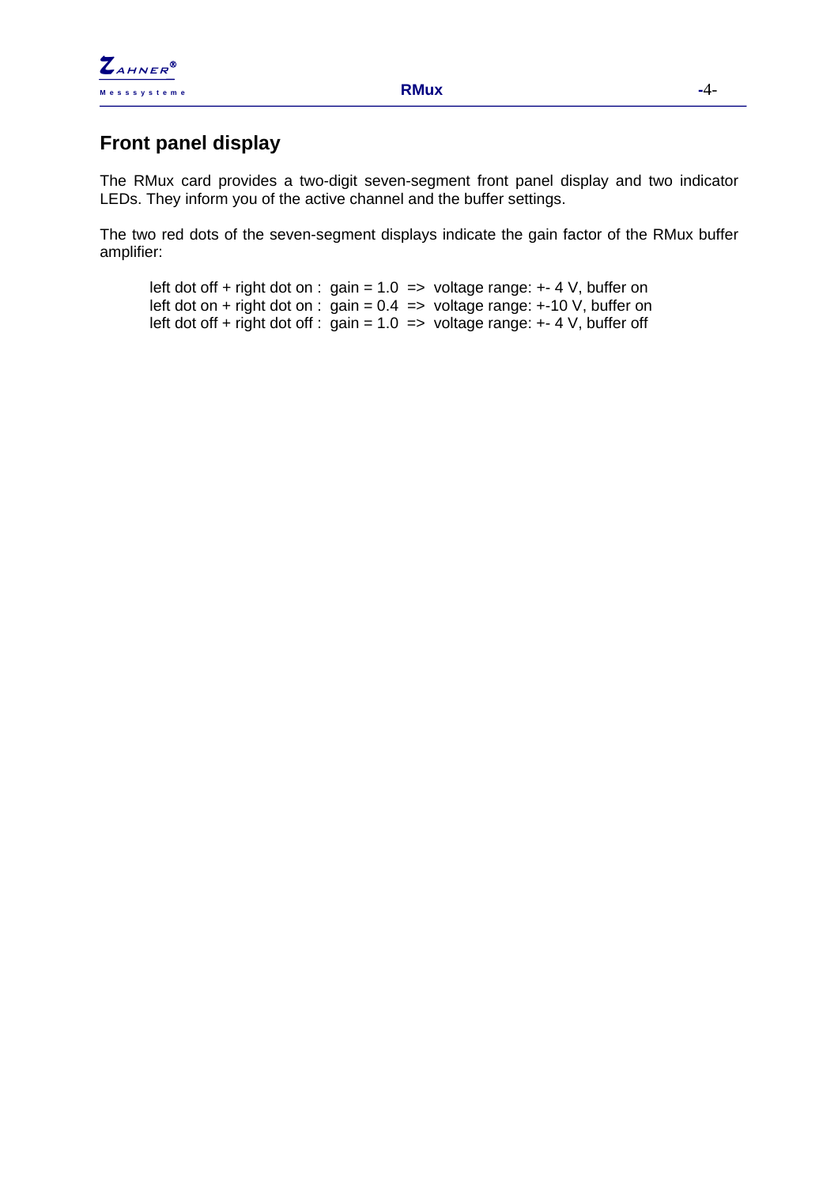## Front panel display

The RMux card provides a two-digit seven-segment front panel display and two indicator LEDs. They inform you of the active channel and the buffer settings.

The two red dots of the seven-segment displays indicate the gain factor of the RMux buffer amplifier:

left dot off + right dot on : gain = 1.0 => voltage range: +- 4 V, buffer on
left dot on + right dot on : gain = 0.4 => voltage range: +-10 V, buffer on
left dot off + right dot off : gain = 1.0 => voltage range: +- 4 V, buffer off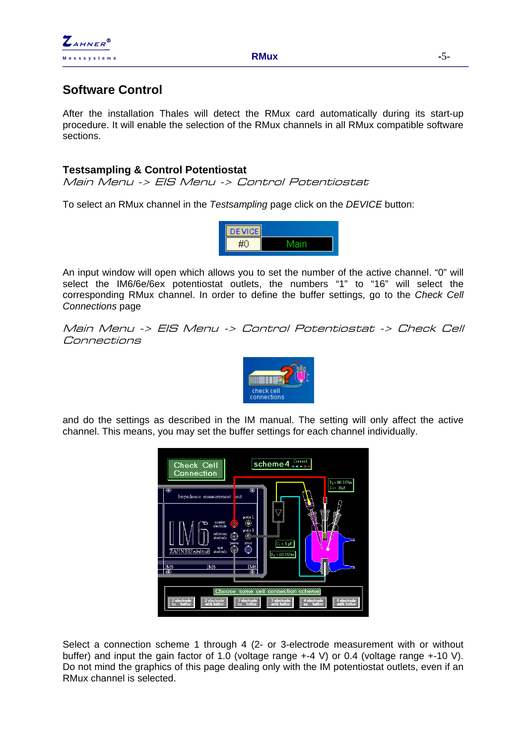## Software Control

After the installation Thales will detect the RMux card automatically during its start-up procedure. It will enable the selection of the RMux channels in all RMux compatible software sections.

### Testsampling & Control Potentiostat

*Main Menu -> EIS Menu -> Control Potentiostat*

To select an RMux channel in the *Testsampling* page click on the *DEVICE* button:

An input window will open which allows you to set the number of the active channel. “0” will select the IM6/6e/6ex potentiostat outlets, the numbers “1” to “16” will select the corresponding RMux channel. In order to define the buffer settings, go to the *Check Cell Connections* page

*Main Menu -> EIS Menu -> Control Potentiostat -> Check Cell Connections*

and do the settings as described in the IM manual. The setting will only affect the active channel. This means, you may set the buffer settings for each channel individually.

Select a connection scheme 1 through 4 (2- or 3-electrode measurement with or without buffer) and input the gain factor of 1.0 (voltage range +-4 V) or 0.4 (voltage range +-10 V). Do not mind the graphics of this page dealing only with the IM potentiostat outlets, even if an RMux channel is selected.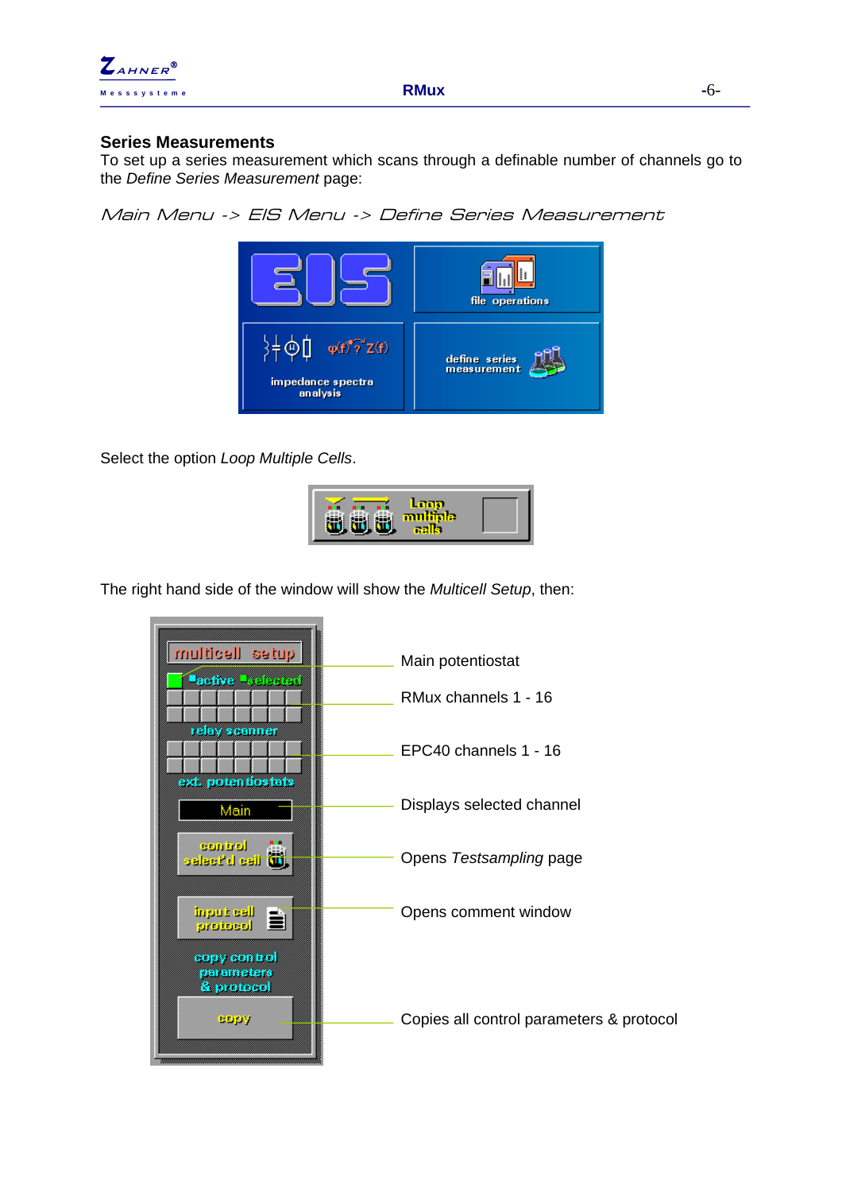## Series Measurements

To set up a series measurement which scans through a definable number of channels go to the *Define Series Measurement* page:

*Main Menu -> EIS Menu -> Define Series Measurement*

Select the option *Loop Multiple Cells*.

The right hand side of the window will show the *Multicell Setup*, then:

Main potentiostat

RMux channels 1 - 16

EPC40 channels 1 - 16

Displays selected channel

Opens *Testsampling* page

Opens comment window

Copies all control parameters & protocol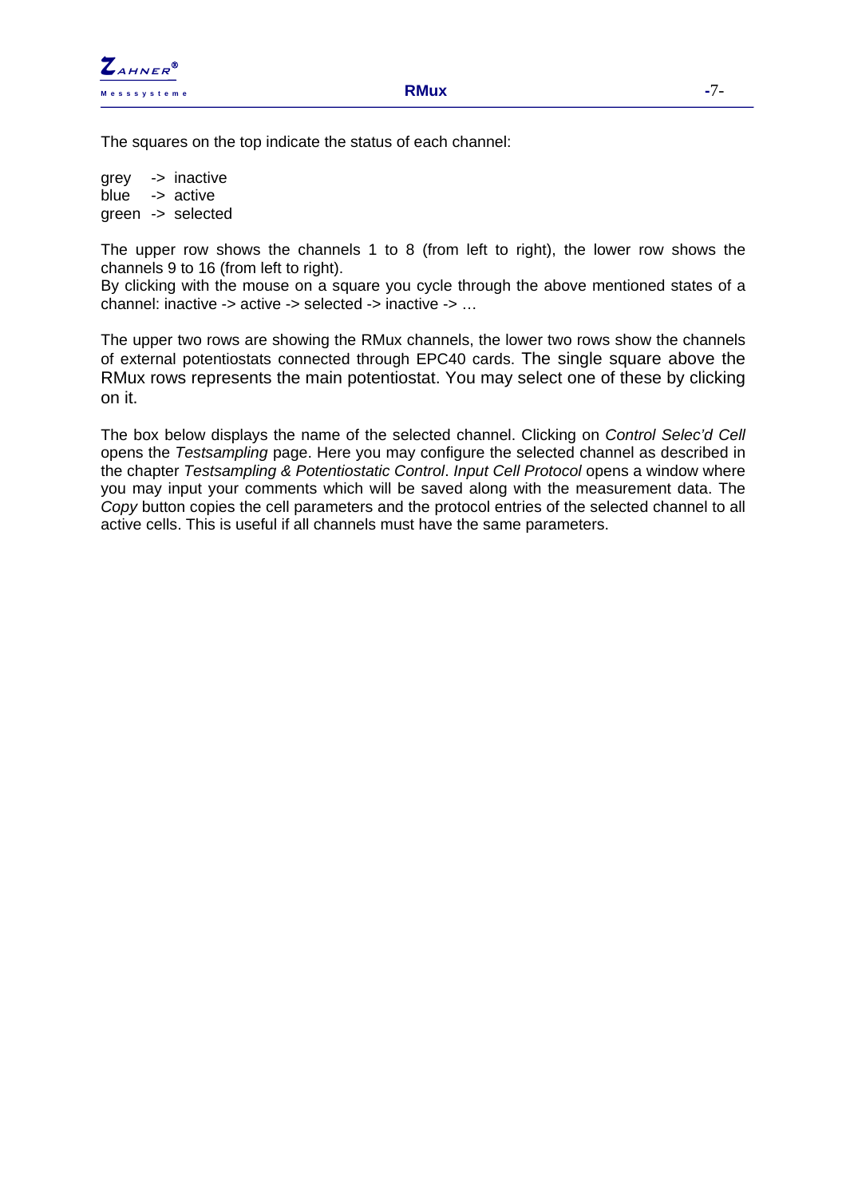The squares on the top indicate the status of each channel:

grey -> inactive  
blue -> active  
green -> selected

The upper row shows the channels 1 to 8 (from left to right), the lower row shows the channels 9 to 16 (from left to right).  
By clicking with the mouse on a square you cycle through the above mentioned states of a channel: inactive -> active -> selected -> inactive -> …

The upper two rows are showing the RMux channels, the lower two rows show the channels of external potentiostats connected through EPC40 cards. The single square above the RMux rows represents the main potentiostat. You may select one of these by clicking on it.

The box below displays the name of the selected channel. Clicking on *Control Selec'd Cell* opens the *Testsampling* page. Here you may configure the selected channel as described in the chapter *Testsampling & Potentiostatic Control*. *Input Cell Protocol* opens a window where you may input your comments which will be saved along with the measurement data. The *Copy* button copies the cell parameters and the protocol entries of the selected channel to all active cells. This is useful if all channels must have the same parameters.